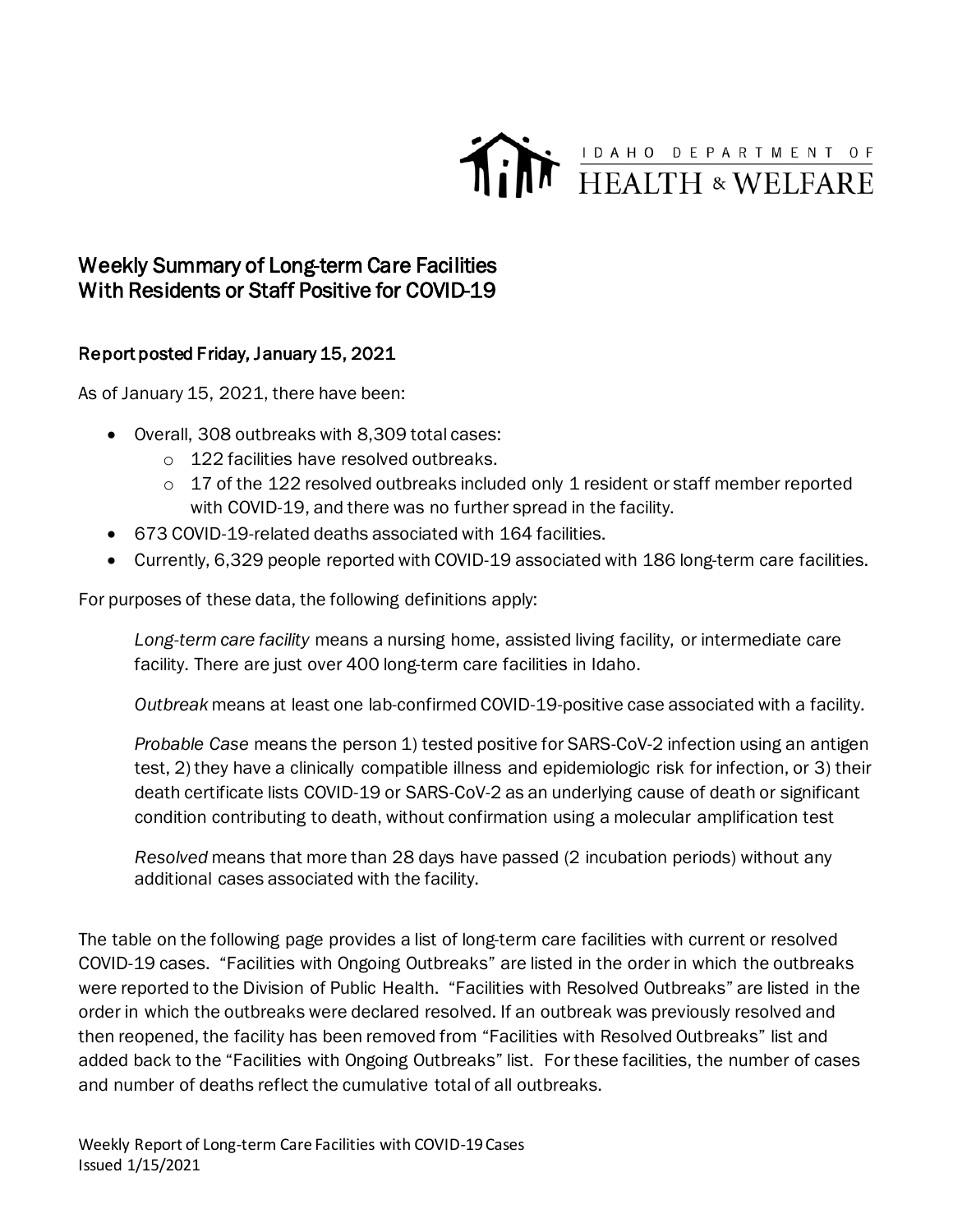IDAHO DEPARTMENT OF HEALTH & WELFARE

# Weekly Summary of Long-term Care Facilities With Residents or Staff Positive for COVID-19

## Report posted Friday, January 15, 2021

As of January 15, 2021, there have been:

- Overall, 308 outbreaks with 8,309 total cases:
  - 122 facilities have resolved outbreaks.
  - 17 of the 122 resolved outbreaks included only 1 resident or staff member reported with COVID-19, and there was no further spread in the facility.
- 673 COVID-19-related deaths associated with 164 facilities.
- Currently, 6,329 people reported with COVID-19 associated with 186 long-term care facilities.

For purposes of these data, the following definitions apply:

> *Long-term care facility* means a nursing home, assisted living facility, or intermediate care facility. There are just over 400 long-term care facilities in Idaho.
>
> *Outbreak* means at least one lab-confirmed COVID-19-positive case associated with a facility.
>
> *Probable Case* means the person 1) tested positive for SARS-CoV-2 infection using an antigen test, 2) they have a clinically compatible illness and epidemiologic risk for infection, or 3) their death certificate lists COVID-19 or SARS-CoV-2 as an underlying cause of death or significant condition contributing to death, without confirmation using a molecular amplification test
>
> *Resolved* means that more than 28 days have passed (2 incubation periods) without any additional cases associated with the facility.

The table on the following page provides a list of long-term care facilities with current or resolved COVID-19 cases. "Facilities with Ongoing Outbreaks" are listed in the order in which the outbreaks were reported to the Division of Public Health. "Facilities with Resolved Outbreaks" are listed in the order in which the outbreaks were declared resolved. If an outbreak was previously resolved and then reopened, the facility has been removed from "Facilities with Resolved Outbreaks" list and added back to the "Facilities with Ongoing Outbreaks" list. For these facilities, the number of cases and number of deaths reflect the cumulative total of all outbreaks.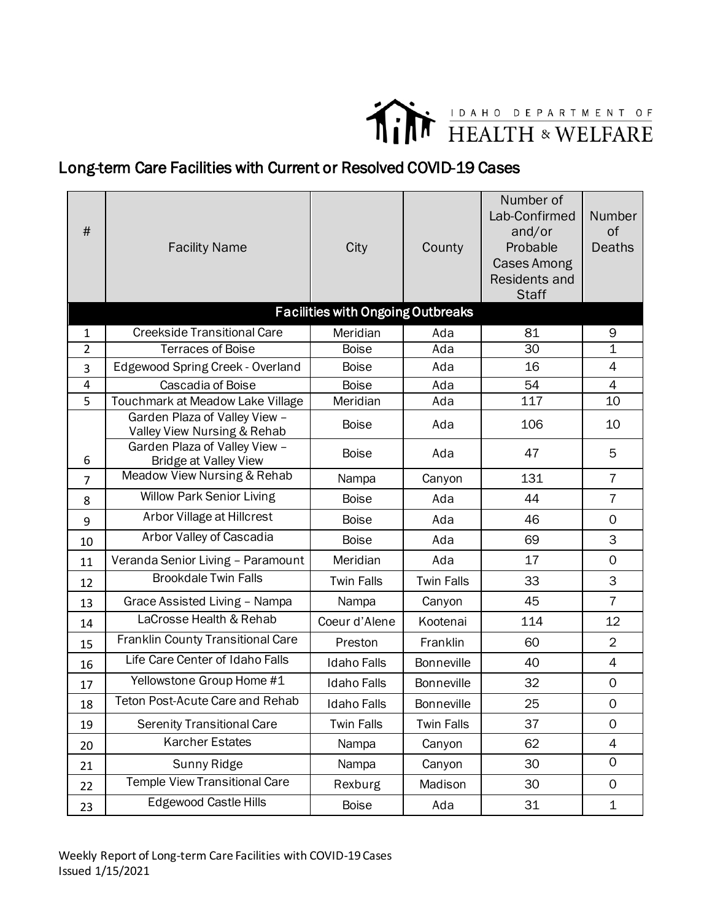IDAHO DEPARTMENT OF HEALTH & WELFARE

## Long-term Care Facilities with Current or Resolved COVID-19 Cases

| # | Facility Name | City | County | Number of Lab-Confirmed and/or Probable Cases Among Residents and Staff | Number of Deaths |
|---|---|---|---|---|---|
| **Facilities with Ongoing Outbreaks** | | | | | |
| 1 | Creekside Transitional Care | Meridian | Ada | 81 | 9 |
| 2 | Terraces of Boise | Boise | Ada | 30 | 1 |
| 3 | Edgewood Spring Creek - Overland | Boise | Ada | 16 | 4 |
| 4 | Cascadia of Boise | Boise | Ada | 54 | 4 |
| 5 | Touchmark at Meadow Lake Village | Meridian | Ada | 117 | 10 |
| 6 | Garden Plaza of Valley View – Valley View Nursing & Rehab | Boise | Ada | 106 | 10 |
| | Garden Plaza of Valley View – Bridge at Valley View | Boise | Ada | 47 | 5 |
| 7 | Meadow View Nursing & Rehab | Nampa | Canyon | 131 | 7 |
| 8 | Willow Park Senior Living | Boise | Ada | 44 | 7 |
| 9 | Arbor Village at Hillcrest | Boise | Ada | 46 | 0 |
| 10 | Arbor Valley of Cascadia | Boise | Ada | 69 | 3 |
| 11 | Veranda Senior Living – Paramount | Meridian | Ada | 17 | 0 |
| 12 | Brookdale Twin Falls | Twin Falls | Twin Falls | 33 | 3 |
| 13 | Grace Assisted Living – Nampa | Nampa | Canyon | 45 | 7 |
| 14 | LaCrosse Health & Rehab | Coeur d'Alene | Kootenai | 114 | 12 |
| 15 | Franklin County Transitional Care | Preston | Franklin | 60 | 2 |
| 16 | Life Care Center of Idaho Falls | Idaho Falls | Bonneville | 40 | 4 |
| 17 | Yellowstone Group Home #1 | Idaho Falls | Bonneville | 32 | 0 |
| 18 | Teton Post-Acute Care and Rehab | Idaho Falls | Bonneville | 25 | 0 |
| 19 | Serenity Transitional Care | Twin Falls | Twin Falls | 37 | 0 |
| 20 | Karcher Estates | Nampa | Canyon | 62 | 4 |
| 21 | Sunny Ridge | Nampa | Canyon | 30 | 0 |
| 22 | Temple View Transitional Care | Rexburg | Madison | 30 | 0 |
| 23 | Edgewood Castle Hills | Boise | Ada | 31 | 1 |

Weekly Report of Long-term Care Facilities with COVID-19 Cases
Issued 1/15/2021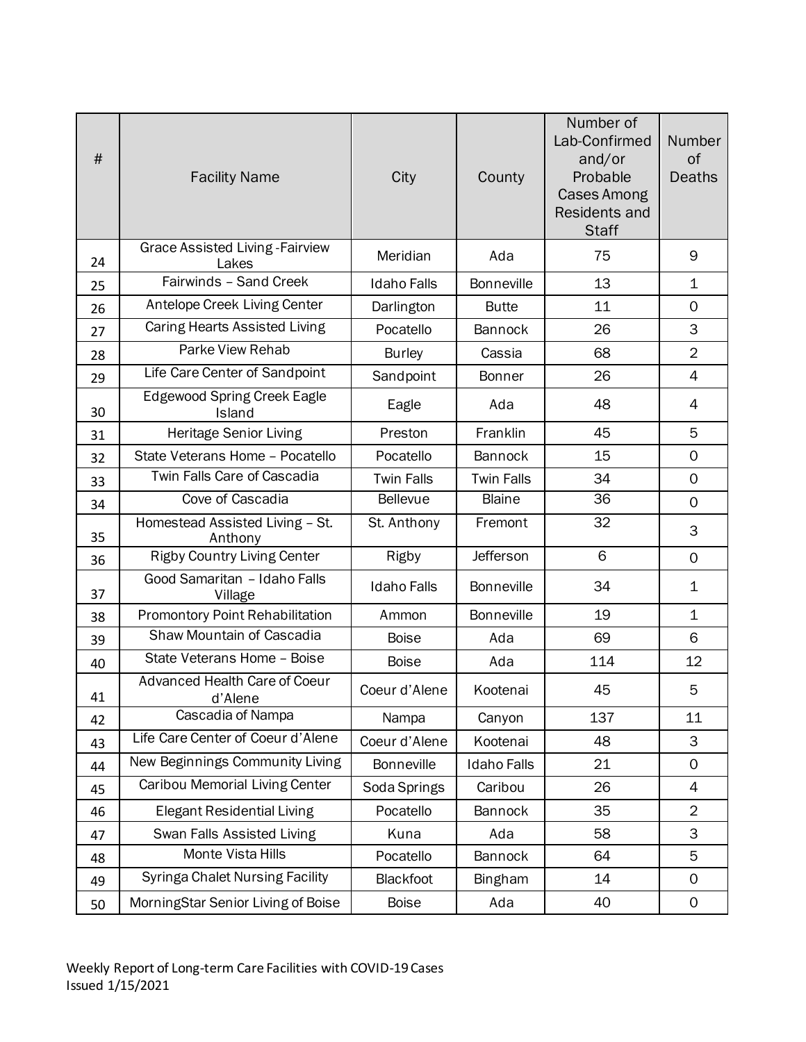| # | Facility Name | City | County | Number of Lab-Confirmed and/or Probable Cases Among Residents and Staff | Number of Deaths |
|---|---|---|---|---|---|
| 24 | Grace Assisted Living -Fairview Lakes | Meridian | Ada | 75 | 9 |
| 25 | Fairwinds – Sand Creek | Idaho Falls | Bonneville | 13 | 1 |
| 26 | Antelope Creek Living Center | Darlington | Butte | 11 | 0 |
| 27 | Caring Hearts Assisted Living | Pocatello | Bannock | 26 | 3 |
| 28 | Parke View Rehab | Burley | Cassia | 68 | 2 |
| 29 | Life Care Center of Sandpoint | Sandpoint | Bonner | 26 | 4 |
| 30 | Edgewood Spring Creek Eagle Island | Eagle | Ada | 48 | 4 |
| 31 | Heritage Senior Living | Preston | Franklin | 45 | 5 |
| 32 | State Veterans Home – Pocatello | Pocatello | Bannock | 15 | 0 |
| 33 | Twin Falls Care of Cascadia | Twin Falls | Twin Falls | 34 | 0 |
| 34 | Cove of Cascadia | Bellevue | Blaine | 36 | 0 |
| 35 | Homestead Assisted Living – St. Anthony | St. Anthony | Fremont | 32 | 3 |
| 36 | Rigby Country Living Center | Rigby | Jefferson | 6 | 0 |
| 37 | Good Samaritan – Idaho Falls Village | Idaho Falls | Bonneville | 34 | 1 |
| 38 | Promontory Point Rehabilitation | Ammon | Bonneville | 19 | 1 |
| 39 | Shaw Mountain of Cascadia | Boise | Ada | 69 | 6 |
| 40 | State Veterans Home – Boise | Boise | Ada | 114 | 12 |
| 41 | Advanced Health Care of Coeur d'Alene | Coeur d'Alene | Kootenai | 45 | 5 |
| 42 | Cascadia of Nampa | Nampa | Canyon | 137 | 11 |
| 43 | Life Care Center of Coeur d'Alene | Coeur d'Alene | Kootenai | 48 | 3 |
| 44 | New Beginnings Community Living | Bonneville | Idaho Falls | 21 | 0 |
| 45 | Caribou Memorial Living Center | Soda Springs | Caribou | 26 | 4 |
| 46 | Elegant Residential Living | Pocatello | Bannock | 35 | 2 |
| 47 | Swan Falls Assisted Living | Kuna | Ada | 58 | 3 |
| 48 | Monte Vista Hills | Pocatello | Bannock | 64 | 5 |
| 49 | Syringa Chalet Nursing Facility | Blackfoot | Bingham | 14 | 0 |
| 50 | MorningStar Senior Living of Boise | Boise | Ada | 40 | 0 |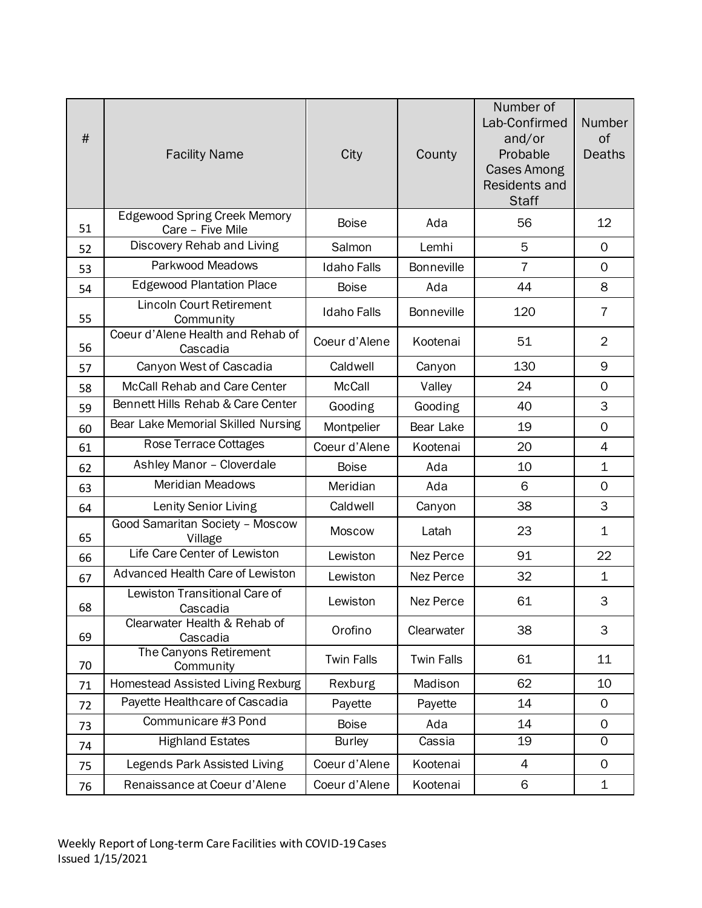| # | Facility Name | City | County | Number of Lab-Confirmed and/or Probable Cases Among Residents and Staff | Number of Deaths |
|---|---|---|---|---|---|
| 51 | Edgewood Spring Creek Memory Care – Five Mile | Boise | Ada | 56 | 12 |
| 52 | Discovery Rehab and Living | Salmon | Lemhi | 5 | 0 |
| 53 | Parkwood Meadows | Idaho Falls | Bonneville | 7 | 0 |
| 54 | Edgewood Plantation Place | Boise | Ada | 44 | 8 |
| 55 | Lincoln Court Retirement Community | Idaho Falls | Bonneville | 120 | 7 |
| 56 | Coeur d'Alene Health and Rehab of Cascadia | Coeur d'Alene | Kootenai | 51 | 2 |
| 57 | Canyon West of Cascadia | Caldwell | Canyon | 130 | 9 |
| 58 | McCall Rehab and Care Center | McCall | Valley | 24 | 0 |
| 59 | Bennett Hills Rehab & Care Center | Gooding | Gooding | 40 | 3 |
| 60 | Bear Lake Memorial Skilled Nursing | Montpelier | Bear Lake | 19 | 0 |
| 61 | Rose Terrace Cottages | Coeur d'Alene | Kootenai | 20 | 4 |
| 62 | Ashley Manor – Cloverdale | Boise | Ada | 10 | 1 |
| 63 | Meridian Meadows | Meridian | Ada | 6 | 0 |
| 64 | Lenity Senior Living | Caldwell | Canyon | 38 | 3 |
| 65 | Good Samaritan Society – Moscow Village | Moscow | Latah | 23 | 1 |
| 66 | Life Care Center of Lewiston | Lewiston | Nez Perce | 91 | 22 |
| 67 | Advanced Health Care of Lewiston | Lewiston | Nez Perce | 32 | 1 |
| 68 | Lewiston Transitional Care of Cascadia | Lewiston | Nez Perce | 61 | 3 |
| 69 | Clearwater Health & Rehab of Cascadia | Orofino | Clearwater | 38 | 3 |
| 70 | The Canyons Retirement Community | Twin Falls | Twin Falls | 61 | 11 |
| 71 | Homestead Assisted Living Rexburg | Rexburg | Madison | 62 | 10 |
| 72 | Payette Healthcare of Cascadia | Payette | Payette | 14 | 0 |
| 73 | Communicare #3 Pond | Boise | Ada | 14 | 0 |
| 74 | Highland Estates | Burley | Cassia | 19 | 0 |
| 75 | Legends Park Assisted Living | Coeur d'Alene | Kootenai | 4 | 0 |
| 76 | Renaissance at Coeur d'Alene | Coeur d'Alene | Kootenai | 6 | 1 |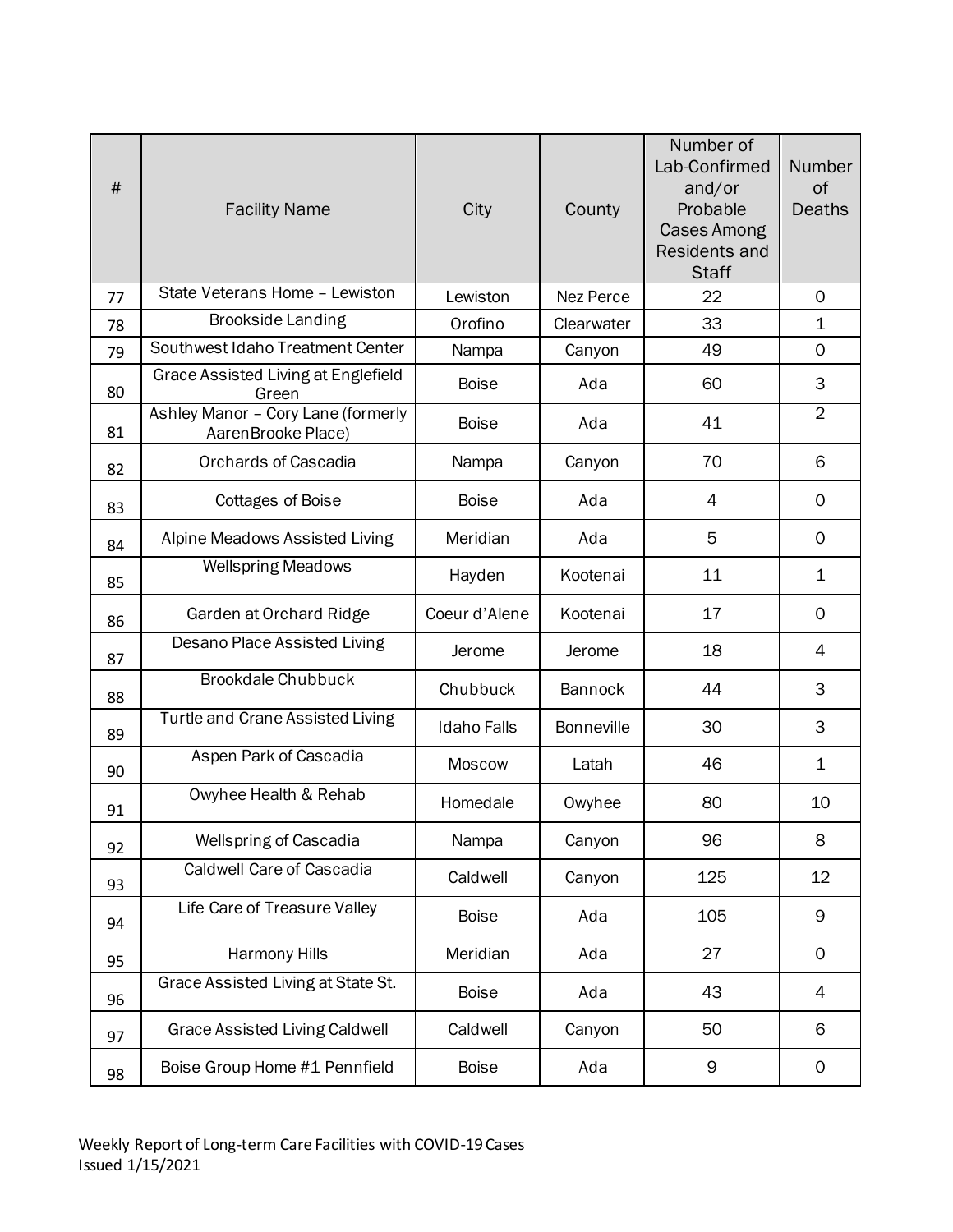| # | Facility Name | City | County | Number of Lab-Confirmed and/or Probable Cases Among Residents and Staff | Number of Deaths |
|---|---|---|---|---|---|
| 77 | State Veterans Home – Lewiston | Lewiston | Nez Perce | 22 | 0 |
| 78 | Brookside Landing | Orofino | Clearwater | 33 | 1 |
| 79 | Southwest Idaho Treatment Center | Nampa | Canyon | 49 | 0 |
| 80 | Grace Assisted Living at Englefield Green | Boise | Ada | 60 | 3 |
| 81 | Ashley Manor – Cory Lane (formerly AarenBrooke Place) | Boise | Ada | 41 | 2 |
| 82 | Orchards of Cascadia | Nampa | Canyon | 70 | 6 |
| 83 | Cottages of Boise | Boise | Ada | 4 | 0 |
| 84 | Alpine Meadows Assisted Living | Meridian | Ada | 5 | 0 |
| 85 | Wellspring Meadows | Hayden | Kootenai | 11 | 1 |
| 86 | Garden at Orchard Ridge | Coeur d'Alene | Kootenai | 17 | 0 |
| 87 | Desano Place Assisted Living | Jerome | Jerome | 18 | 4 |
| 88 | Brookdale Chubbuck | Chubbuck | Bannock | 44 | 3 |
| 89 | Turtle and Crane Assisted Living | Idaho Falls | Bonneville | 30 | 3 |
| 90 | Aspen Park of Cascadia | Moscow | Latah | 46 | 1 |
| 91 | Owyhee Health & Rehab | Homedale | Owyhee | 80 | 10 |
| 92 | Wellspring of Cascadia | Nampa | Canyon | 96 | 8 |
| 93 | Caldwell Care of Cascadia | Caldwell | Canyon | 125 | 12 |
| 94 | Life Care of Treasure Valley | Boise | Ada | 105 | 9 |
| 95 | Harmony Hills | Meridian | Ada | 27 | 0 |
| 96 | Grace Assisted Living at State St. | Boise | Ada | 43 | 4 |
| 97 | Grace Assisted Living Caldwell | Caldwell | Canyon | 50 | 6 |
| 98 | Boise Group Home #1 Pennfield | Boise | Ada | 9 | 0 |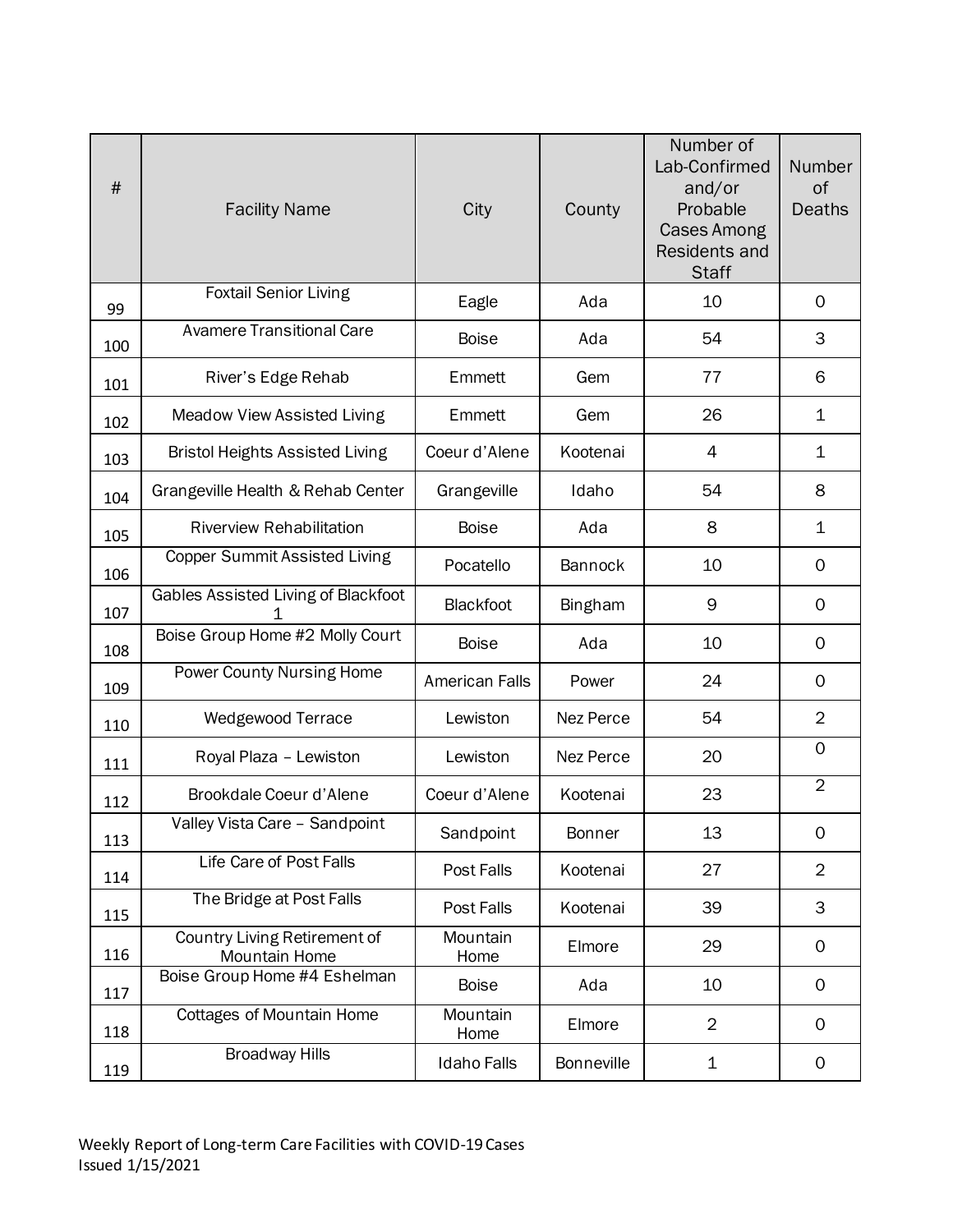| # | Facility Name | City | County | Number of Lab-Confirmed and/or Probable Cases Among Residents and Staff | Number of Deaths |
|---|---|---|---|---|---|
| 99 | Foxtail Senior Living | Eagle | Ada | 10 | 0 |
| 100 | Avamere Transitional Care | Boise | Ada | 54 | 3 |
| 101 | River's Edge Rehab | Emmett | Gem | 77 | 6 |
| 102 | Meadow View Assisted Living | Emmett | Gem | 26 | 1 |
| 103 | Bristol Heights Assisted Living | Coeur d'Alene | Kootenai | 4 | 1 |
| 104 | Grangeville Health & Rehab Center | Grangeville | Idaho | 54 | 8 |
| 105 | Riverview Rehabilitation | Boise | Ada | 8 | 1 |
| 106 | Copper Summit Assisted Living | Pocatello | Bannock | 10 | 0 |
| 107 | Gables Assisted Living of Blackfoot 1 | Blackfoot | Bingham | 9 | 0 |
| 108 | Boise Group Home #2 Molly Court | Boise | Ada | 10 | 0 |
| 109 | Power County Nursing Home | American Falls | Power | 24 | 0 |
| 110 | Wedgewood Terrace | Lewiston | Nez Perce | 54 | 2 |
| 111 | Royal Plaza – Lewiston | Lewiston | Nez Perce | 20 | 0 |
| 112 | Brookdale Coeur d'Alene | Coeur d'Alene | Kootenai | 23 | 2 |
| 113 | Valley Vista Care – Sandpoint | Sandpoint | Bonner | 13 | 0 |
| 114 | Life Care of Post Falls | Post Falls | Kootenai | 27 | 2 |
| 115 | The Bridge at Post Falls | Post Falls | Kootenai | 39 | 3 |
| 116 | Country Living Retirement of Mountain Home | Mountain Home | Elmore | 29 | 0 |
| 117 | Boise Group Home #4 Eshelman | Boise | Ada | 10 | 0 |
| 118 | Cottages of Mountain Home | Mountain Home | Elmore | 2 | 0 |
| 119 | Broadway Hills | Idaho Falls | Bonneville | 1 | 0 |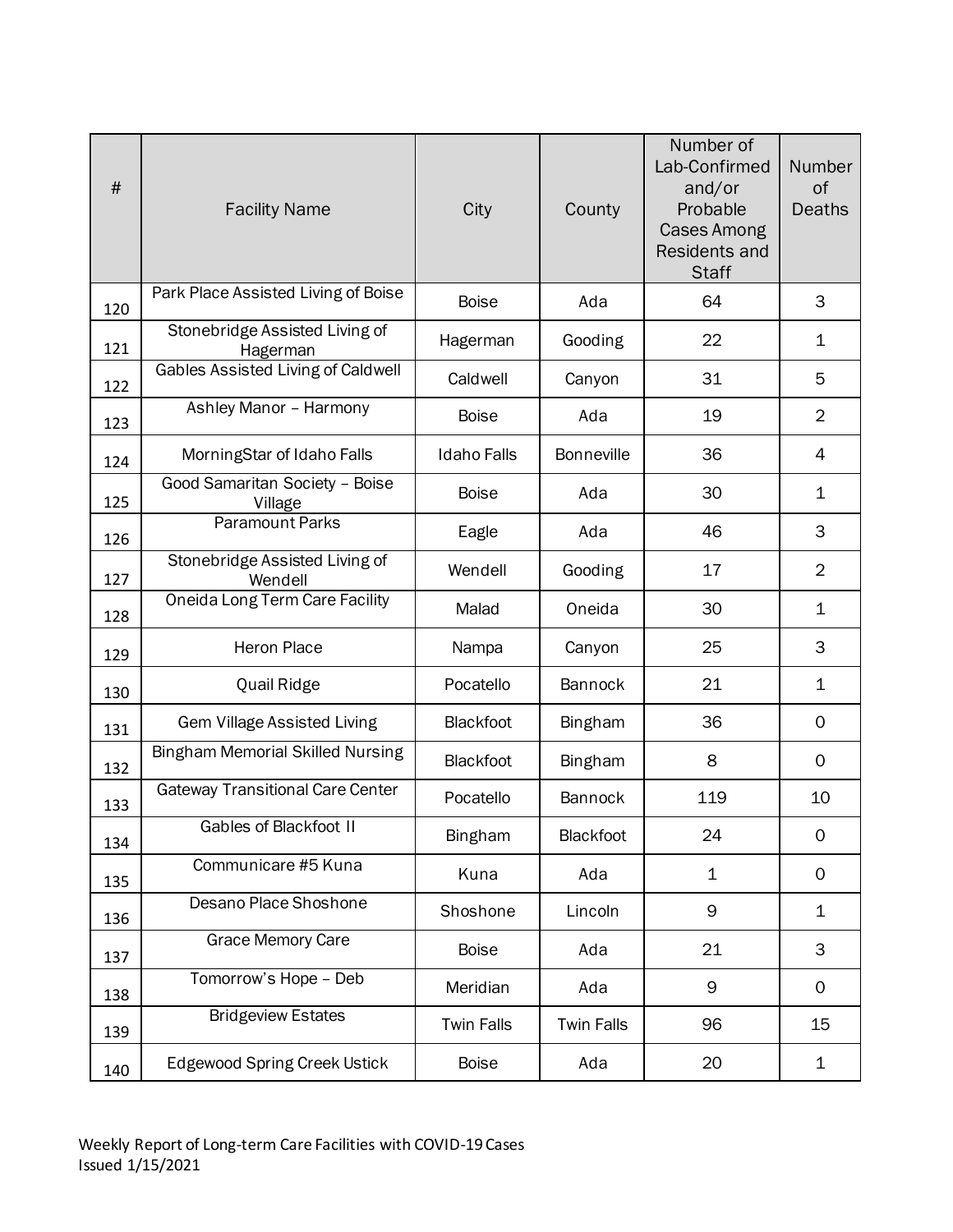| # | Facility Name | City | County | Number of Lab-Confirmed and/or Probable Cases Among Residents and Staff | Number of Deaths |
|---|---|---|---|---|---|
| 120 | Park Place Assisted Living of Boise | Boise | Ada | 64 | 3 |
| 121 | Stonebridge Assisted Living of Hagerman | Hagerman | Gooding | 22 | 1 |
| 122 | Gables Assisted Living of Caldwell | Caldwell | Canyon | 31 | 5 |
| 123 | Ashley Manor – Harmony | Boise | Ada | 19 | 2 |
| 124 | MorningStar of Idaho Falls | Idaho Falls | Bonneville | 36 | 4 |
| 125 | Good Samaritan Society – Boise Village | Boise | Ada | 30 | 1 |
| 126 | Paramount Parks | Eagle | Ada | 46 | 3 |
| 127 | Stonebridge Assisted Living of Wendell | Wendell | Gooding | 17 | 2 |
| 128 | Oneida Long Term Care Facility | Malad | Oneida | 30 | 1 |
| 129 | Heron Place | Nampa | Canyon | 25 | 3 |
| 130 | Quail Ridge | Pocatello | Bannock | 21 | 1 |
| 131 | Gem Village Assisted Living | Blackfoot | Bingham | 36 | 0 |
| 132 | Bingham Memorial Skilled Nursing | Blackfoot | Bingham | 8 | 0 |
| 133 | Gateway Transitional Care Center | Pocatello | Bannock | 119 | 10 |
| 134 | Gables of Blackfoot II | Bingham | Blackfoot | 24 | 0 |
| 135 | Communicare #5 Kuna | Kuna | Ada | 1 | 0 |
| 136 | Desano Place Shoshone | Shoshone | Lincoln | 9 | 1 |
| 137 | Grace Memory Care | Boise | Ada | 21 | 3 |
| 138 | Tomorrow's Hope – Deb | Meridian | Ada | 9 | 0 |
| 139 | Bridgeview Estates | Twin Falls | Twin Falls | 96 | 15 |
| 140 | Edgewood Spring Creek Ustick | Boise | Ada | 20 | 1 |

Weekly Report of Long-term Care Facilities with COVID-19 Cases
Issued 1/15/2021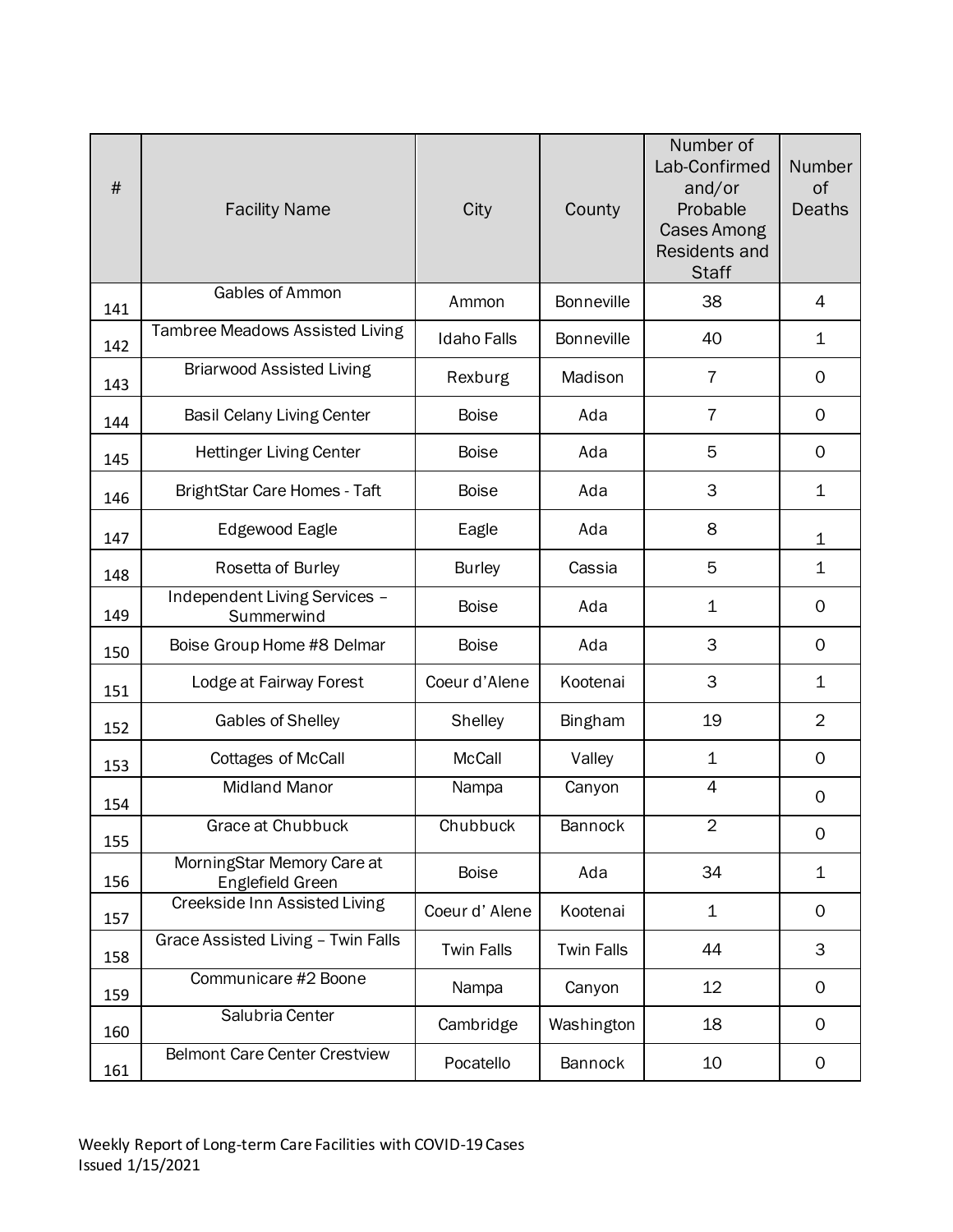| # | Facility Name | City | County | Number of Lab-Confirmed and/or Probable Cases Among Residents and Staff | Number of Deaths |
|---|---|---|---|---|---|
| 141 | Gables of Ammon | Ammon | Bonneville | 38 | 4 |
| 142 | Tambree Meadows Assisted Living | Idaho Falls | Bonneville | 40 | 1 |
| 143 | Briarwood Assisted Living | Rexburg | Madison | 7 | 0 |
| 144 | Basil Celany Living Center | Boise | Ada | 7 | 0 |
| 145 | Hettinger Living Center | Boise | Ada | 5 | 0 |
| 146 | BrightStar Care Homes - Taft | Boise | Ada | 3 | 1 |
| 147 | Edgewood Eagle | Eagle | Ada | 8 | 1 |
| 148 | Rosetta of Burley | Burley | Cassia | 5 | 1 |
| 149 | Independent Living Services – Summerwind | Boise | Ada | 1 | 0 |
| 150 | Boise Group Home #8 Delmar | Boise | Ada | 3 | 0 |
| 151 | Lodge at Fairway Forest | Coeur d'Alene | Kootenai | 3 | 1 |
| 152 | Gables of Shelley | Shelley | Bingham | 19 | 2 |
| 153 | Cottages of McCall | McCall | Valley | 1 | 0 |
| 154 | Midland Manor | Nampa | Canyon | 4 | 0 |
| 155 | Grace at Chubbuck | Chubbuck | Bannock | 2 | 0 |
| 156 | MorningStar Memory Care at Englefield Green | Boise | Ada | 34 | 1 |
| 157 | Creekside Inn Assisted Living | Coeur d' Alene | Kootenai | 1 | 0 |
| 158 | Grace Assisted Living – Twin Falls | Twin Falls | Twin Falls | 44 | 3 |
| 159 | Communicare #2 Boone | Nampa | Canyon | 12 | 0 |
| 160 | Salubria Center | Cambridge | Washington | 18 | 0 |
| 161 | Belmont Care Center Crestview | Pocatello | Bannock | 10 | 0 |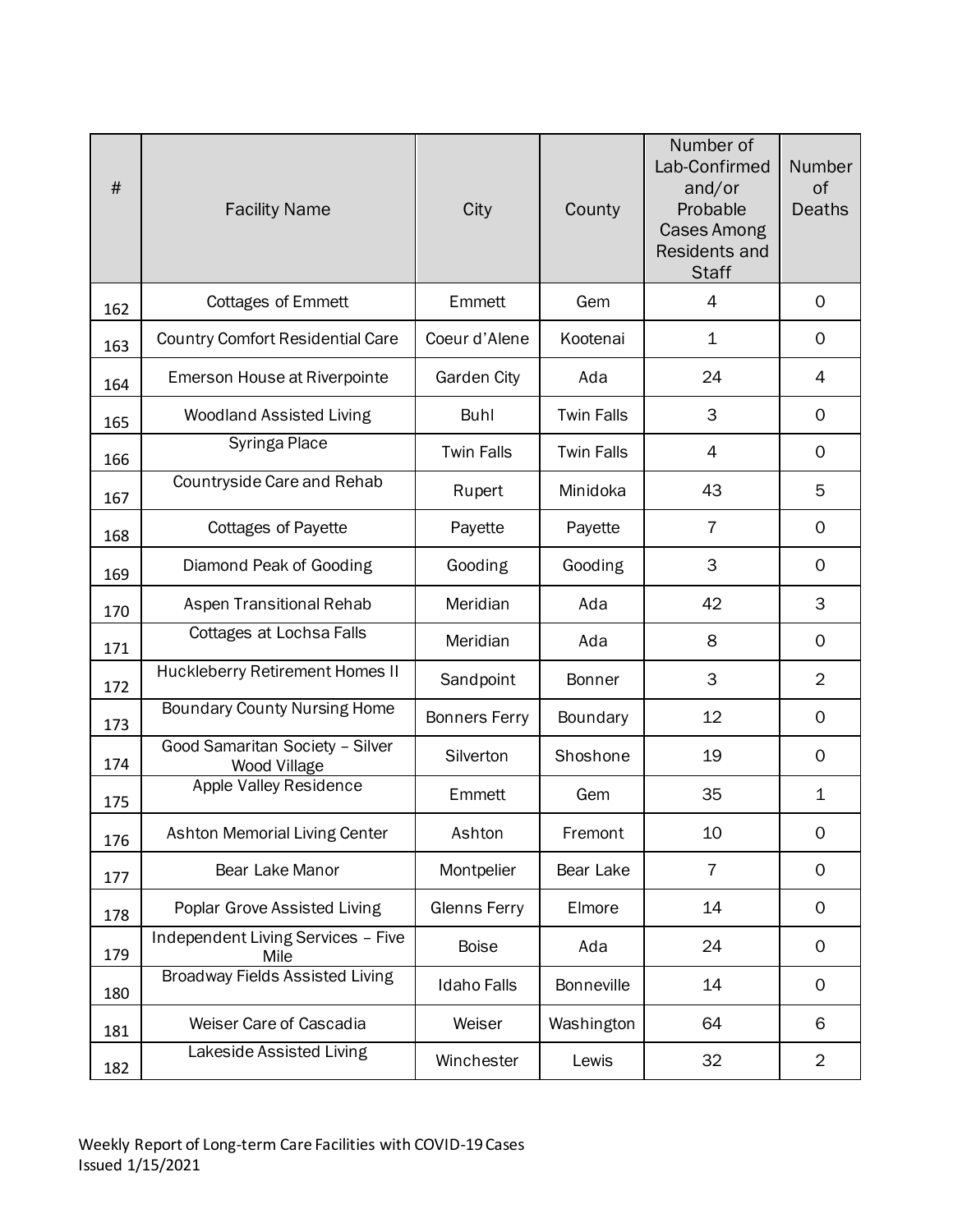| # | Facility Name | City | County | Number of Lab-Confirmed and/or Probable Cases Among Residents and Staff | Number of Deaths |
|---|---|---|---|---|---|
| 162 | Cottages of Emmett | Emmett | Gem | 4 | 0 |
| 163 | Country Comfort Residential Care | Coeur d'Alene | Kootenai | 1 | 0 |
| 164 | Emerson House at Riverpointe | Garden City | Ada | 24 | 4 |
| 165 | Woodland Assisted Living | Buhl | Twin Falls | 3 | 0 |
| 166 | Syringa Place | Twin Falls | Twin Falls | 4 | 0 |
| 167 | Countryside Care and Rehab | Rupert | Minidoka | 43 | 5 |
| 168 | Cottages of Payette | Payette | Payette | 7 | 0 |
| 169 | Diamond Peak of Gooding | Gooding | Gooding | 3 | 0 |
| 170 | Aspen Transitional Rehab | Meridian | Ada | 42 | 3 |
| 171 | Cottages at Lochsa Falls | Meridian | Ada | 8 | 0 |
| 172 | Huckleberry Retirement Homes II | Sandpoint | Bonner | 3 | 2 |
| 173 | Boundary County Nursing Home | Bonners Ferry | Boundary | 12 | 0 |
| 174 | Good Samaritan Society – Silver Wood Village | Silverton | Shoshone | 19 | 0 |
| 175 | Apple Valley Residence | Emmett | Gem | 35 | 1 |
| 176 | Ashton Memorial Living Center | Ashton | Fremont | 10 | 0 |
| 177 | Bear Lake Manor | Montpelier | Bear Lake | 7 | 0 |
| 178 | Poplar Grove Assisted Living | Glenns Ferry | Elmore | 14 | 0 |
| 179 | Independent Living Services – Five Mile | Boise | Ada | 24 | 0 |
| 180 | Broadway Fields Assisted Living | Idaho Falls | Bonneville | 14 | 0 |
| 181 | Weiser Care of Cascadia | Weiser | Washington | 64 | 6 |
| 182 | Lakeside Assisted Living | Winchester | Lewis | 32 | 2 |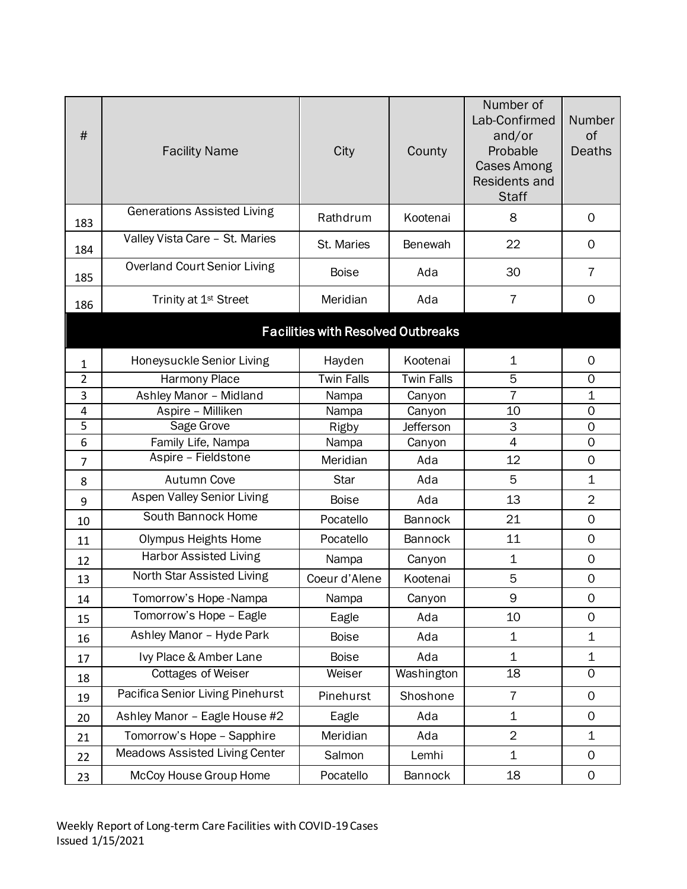| # | Facility Name | City | County | Number of Lab-Confirmed and/or Probable Cases Among Residents and Staff | Number of Deaths |
|---|---|---|---|---|---|
| 183 | Generations Assisted Living | Rathdrum | Kootenai | 8 | 0 |
| 184 | Valley Vista Care – St. Maries | St. Maries | Benewah | 22 | 0 |
| 185 | Overland Court Senior Living | Boise | Ada | 30 | 7 |
| 186 | Trinity at 1st Street | Meridian | Ada | 7 | 0 |
| **Facilities with Resolved Outbreaks** | | | | | |
| 1 | Honeysuckle Senior Living | Hayden | Kootenai | 1 | 0 |
| 2 | Harmony Place | Twin Falls | Twin Falls | 5 | 0 |
| 3 | Ashley Manor – Midland | Nampa | Canyon | 7 | 1 |
| 4 | Aspire – Milliken | Nampa | Canyon | 10 | 0 |
| 5 | Sage Grove | Rigby | Jefferson | 3 | 0 |
| 6 | Family Life, Nampa | Nampa | Canyon | 4 | 0 |
| 7 | Aspire – Fieldstone | Meridian | Ada | 12 | 0 |
| 8 | Autumn Cove | Star | Ada | 5 | 1 |
| 9 | Aspen Valley Senior Living | Boise | Ada | 13 | 2 |
| 10 | South Bannock Home | Pocatello | Bannock | 21 | 0 |
| 11 | Olympus Heights Home | Pocatello | Bannock | 11 | 0 |
| 12 | Harbor Assisted Living | Nampa | Canyon | 1 | 0 |
| 13 | North Star Assisted Living | Coeur d'Alene | Kootenai | 5 | 0 |
| 14 | Tomorrow's Hope -Nampa | Nampa | Canyon | 9 | 0 |
| 15 | Tomorrow's Hope – Eagle | Eagle | Ada | 10 | 0 |
| 16 | Ashley Manor – Hyde Park | Boise | Ada | 1 | 1 |
| 17 | Ivy Place & Amber Lane | Boise | Ada | 1 | 1 |
| 18 | Cottages of Weiser | Weiser | Washington | 18 | 0 |
| 19 | Pacifica Senior Living Pinehurst | Pinehurst | Shoshone | 7 | 0 |
| 20 | Ashley Manor – Eagle House #2 | Eagle | Ada | 1 | 0 |
| 21 | Tomorrow's Hope – Sapphire | Meridian | Ada | 2 | 1 |
| 22 | Meadows Assisted Living Center | Salmon | Lemhi | 1 | 0 |
| 23 | McCoy House Group Home | Pocatello | Bannock | 18 | 0 |

Weekly Report of Long-term Care Facilities with COVID-19 Cases
Issued 1/15/2021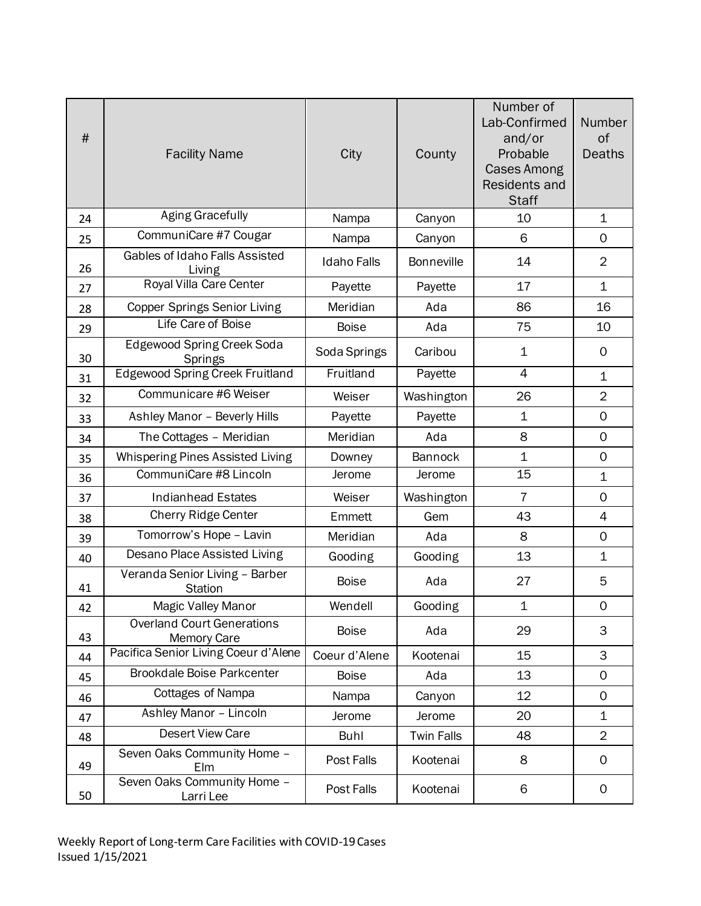| # | Facility Name | City | County | Number of Lab-Confirmed and/or Probable Cases Among Residents and Staff | Number of Deaths |
|---|---|---|---|---|---|
| 24 | Aging Gracefully | Nampa | Canyon | 10 | 1 |
| 25 | CommuniCare #7 Cougar | Nampa | Canyon | 6 | 0 |
| 26 | Gables of Idaho Falls Assisted Living | Idaho Falls | Bonneville | 14 | 2 |
| 27 | Royal Villa Care Center | Payette | Payette | 17 | 1 |
| 28 | Copper Springs Senior Living | Meridian | Ada | 86 | 16 |
| 29 | Life Care of Boise | Boise | Ada | 75 | 10 |
| 30 | Edgewood Spring Creek Soda Springs | Soda Springs | Caribou | 1 | 0 |
| 31 | Edgewood Spring Creek Fruitland | Fruitland | Payette | 4 | 1 |
| 32 | Communicare #6 Weiser | Weiser | Washington | 26 | 2 |
| 33 | Ashley Manor – Beverly Hills | Payette | Payette | 1 | 0 |
| 34 | The Cottages – Meridian | Meridian | Ada | 8 | 0 |
| 35 | Whispering Pines Assisted Living | Downey | Bannock | 1 | 0 |
| 36 | CommuniCare #8 Lincoln | Jerome | Jerome | 15 | 1 |
| 37 | Indianhead Estates | Weiser | Washington | 7 | 0 |
| 38 | Cherry Ridge Center | Emmett | Gem | 43 | 4 |
| 39 | Tomorrow's Hope – Lavin | Meridian | Ada | 8 | 0 |
| 40 | Desano Place Assisted Living | Gooding | Gooding | 13 | 1 |
| 41 | Veranda Senior Living – Barber Station | Boise | Ada | 27 | 5 |
| 42 | Magic Valley Manor | Wendell | Gooding | 1 | 0 |
| 43 | Overland Court Generations Memory Care | Boise | Ada | 29 | 3 |
| 44 | Pacifica Senior Living Coeur d'Alene | Coeur d'Alene | Kootenai | 15 | 3 |
| 45 | Brookdale Boise Parkcenter | Boise | Ada | 13 | 0 |
| 46 | Cottages of Nampa | Nampa | Canyon | 12 | 0 |
| 47 | Ashley Manor – Lincoln | Jerome | Jerome | 20 | 1 |
| 48 | Desert View Care | Buhl | Twin Falls | 48 | 2 |
| 49 | Seven Oaks Community Home – Elm | Post Falls | Kootenai | 8 | 0 |
| 50 | Seven Oaks Community Home – Larri Lee | Post Falls | Kootenai | 6 | 0 |

Weekly Report of Long-term Care Facilities with COVID-19 Cases
Issued 1/15/2021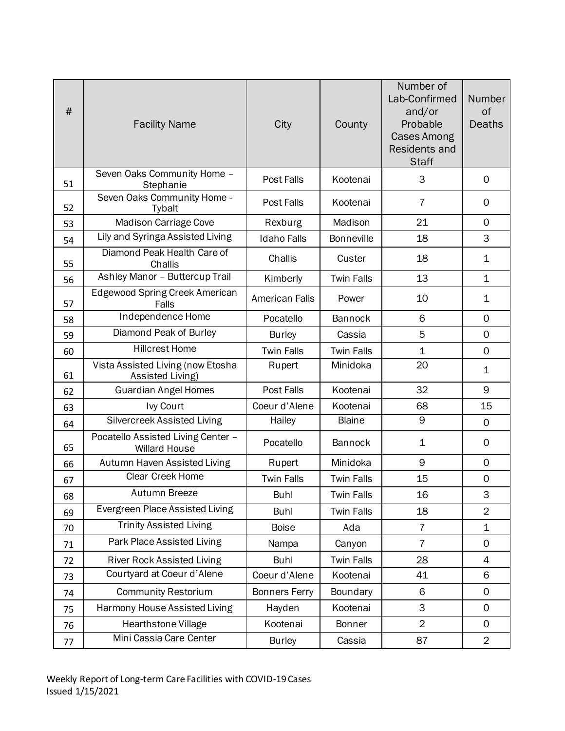| # | Facility Name | City | County | Number of Lab-Confirmed and/or Probable Cases Among Residents and Staff | Number of Deaths |
|---|---|---|---|---|---|
| 51 | Seven Oaks Community Home – Stephanie | Post Falls | Kootenai | 3 | 0 |
| 52 | Seven Oaks Community Home - Tybalt | Post Falls | Kootenai | 7 | 0 |
| 53 | Madison Carriage Cove | Rexburg | Madison | 21 | 0 |
| 54 | Lily and Syringa Assisted Living | Idaho Falls | Bonneville | 18 | 3 |
| 55 | Diamond Peak Health Care of Challis | Challis | Custer | 18 | 1 |
| 56 | Ashley Manor – Buttercup Trail | Kimberly | Twin Falls | 13 | 1 |
| 57 | Edgewood Spring Creek American Falls | American Falls | Power | 10 | 1 |
| 58 | Independence Home | Pocatello | Bannock | 6 | 0 |
| 59 | Diamond Peak of Burley | Burley | Cassia | 5 | 0 |
| 60 | Hillcrest Home | Twin Falls | Twin Falls | 1 | 0 |
| 61 | Vista Assisted Living (now Etosha Assisted Living) | Rupert | Minidoka | 20 | 1 |
| 62 | Guardian Angel Homes | Post Falls | Kootenai | 32 | 9 |
| 63 | Ivy Court | Coeur d'Alene | Kootenai | 68 | 15 |
| 64 | Silvercreek Assisted Living | Hailey | Blaine | 9 | 0 |
| 65 | Pocatello Assisted Living Center – Willard House | Pocatello | Bannock | 1 | 0 |
| 66 | Autumn Haven Assisted Living | Rupert | Minidoka | 9 | 0 |
| 67 | Clear Creek Home | Twin Falls | Twin Falls | 15 | 0 |
| 68 | Autumn Breeze | Buhl | Twin Falls | 16 | 3 |
| 69 | Evergreen Place Assisted Living | Buhl | Twin Falls | 18 | 2 |
| 70 | Trinity Assisted Living | Boise | Ada | 7 | 1 |
| 71 | Park Place Assisted Living | Nampa | Canyon | 7 | 0 |
| 72 | River Rock Assisted Living | Buhl | Twin Falls | 28 | 4 |
| 73 | Courtyard at Coeur d'Alene | Coeur d'Alene | Kootenai | 41 | 6 |
| 74 | Community Restorium | Bonners Ferry | Boundary | 6 | 0 |
| 75 | Harmony House Assisted Living | Hayden | Kootenai | 3 | 0 |
| 76 | Hearthstone Village | Kootenai | Bonner | 2 | 0 |
| 77 | Mini Cassia Care Center | Burley | Cassia | 87 | 2 |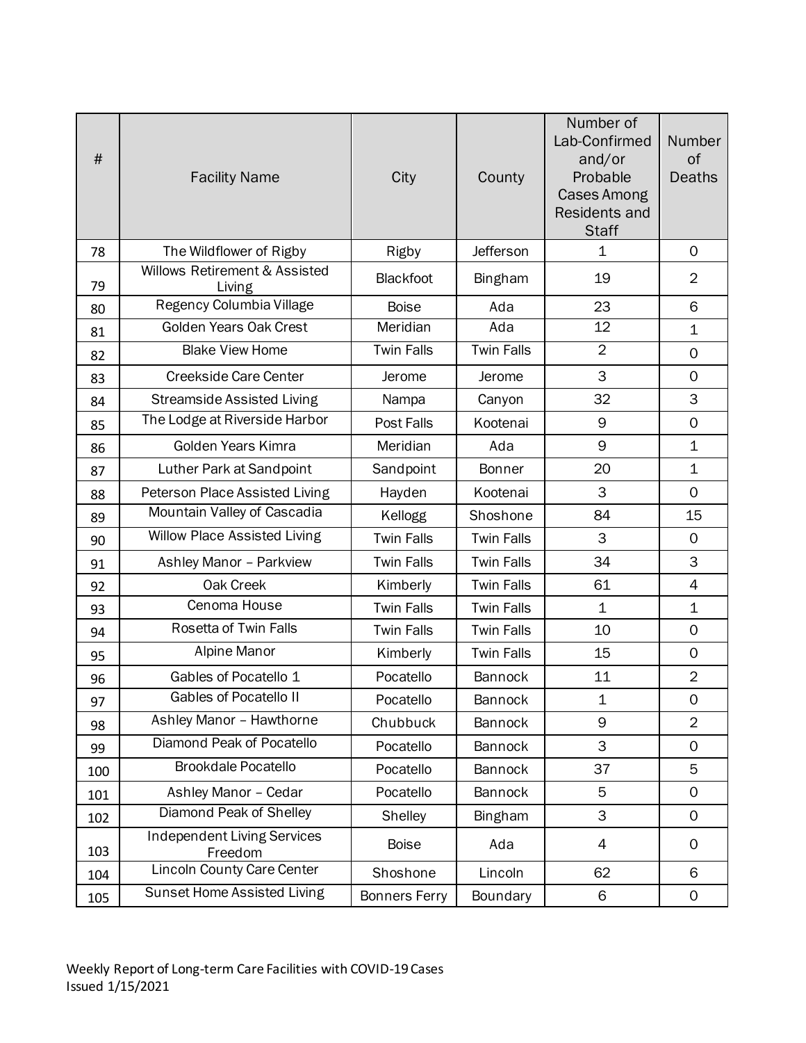| # | Facility Name | City | County | Number of Lab-Confirmed and/or Probable Cases Among Residents and Staff | Number of Deaths |
|---|---|---|---|---|---|
| 78 | The Wildflower of Rigby | Rigby | Jefferson | 1 | 0 |
| 79 | Willows Retirement & Assisted Living | Blackfoot | Bingham | 19 | 2 |
| 80 | Regency Columbia Village | Boise | Ada | 23 | 6 |
| 81 | Golden Years Oak Crest | Meridian | Ada | 12 | 1 |
| 82 | Blake View Home | Twin Falls | Twin Falls | 2 | 0 |
| 83 | Creekside Care Center | Jerome | Jerome | 3 | 0 |
| 84 | Streamside Assisted Living | Nampa | Canyon | 32 | 3 |
| 85 | The Lodge at Riverside Harbor | Post Falls | Kootenai | 9 | 0 |
| 86 | Golden Years Kimra | Meridian | Ada | 9 | 1 |
| 87 | Luther Park at Sandpoint | Sandpoint | Bonner | 20 | 1 |
| 88 | Peterson Place Assisted Living | Hayden | Kootenai | 3 | 0 |
| 89 | Mountain Valley of Cascadia | Kellogg | Shoshone | 84 | 15 |
| 90 | Willow Place Assisted Living | Twin Falls | Twin Falls | 3 | 0 |
| 91 | Ashley Manor – Parkview | Twin Falls | Twin Falls | 34 | 3 |
| 92 | Oak Creek | Kimberly | Twin Falls | 61 | 4 |
| 93 | Cenoma House | Twin Falls | Twin Falls | 1 | 1 |
| 94 | Rosetta of Twin Falls | Twin Falls | Twin Falls | 10 | 0 |
| 95 | Alpine Manor | Kimberly | Twin Falls | 15 | 0 |
| 96 | Gables of Pocatello 1 | Pocatello | Bannock | 11 | 2 |
| 97 | Gables of Pocatello II | Pocatello | Bannock | 1 | 0 |
| 98 | Ashley Manor – Hawthorne | Chubbuck | Bannock | 9 | 2 |
| 99 | Diamond Peak of Pocatello | Pocatello | Bannock | 3 | 0 |
| 100 | Brookdale Pocatello | Pocatello | Bannock | 37 | 5 |
| 101 | Ashley Manor – Cedar | Pocatello | Bannock | 5 | 0 |
| 102 | Diamond Peak of Shelley | Shelley | Bingham | 3 | 0 |
| 103 | Independent Living Services Freedom | Boise | Ada | 4 | 0 |
| 104 | Lincoln County Care Center | Shoshone | Lincoln | 62 | 6 |
| 105 | Sunset Home Assisted Living | Bonners Ferry | Boundary | 6 | 0 |

Weekly Report of Long-term Care Facilities with COVID-19 Cases
Issued 1/15/2021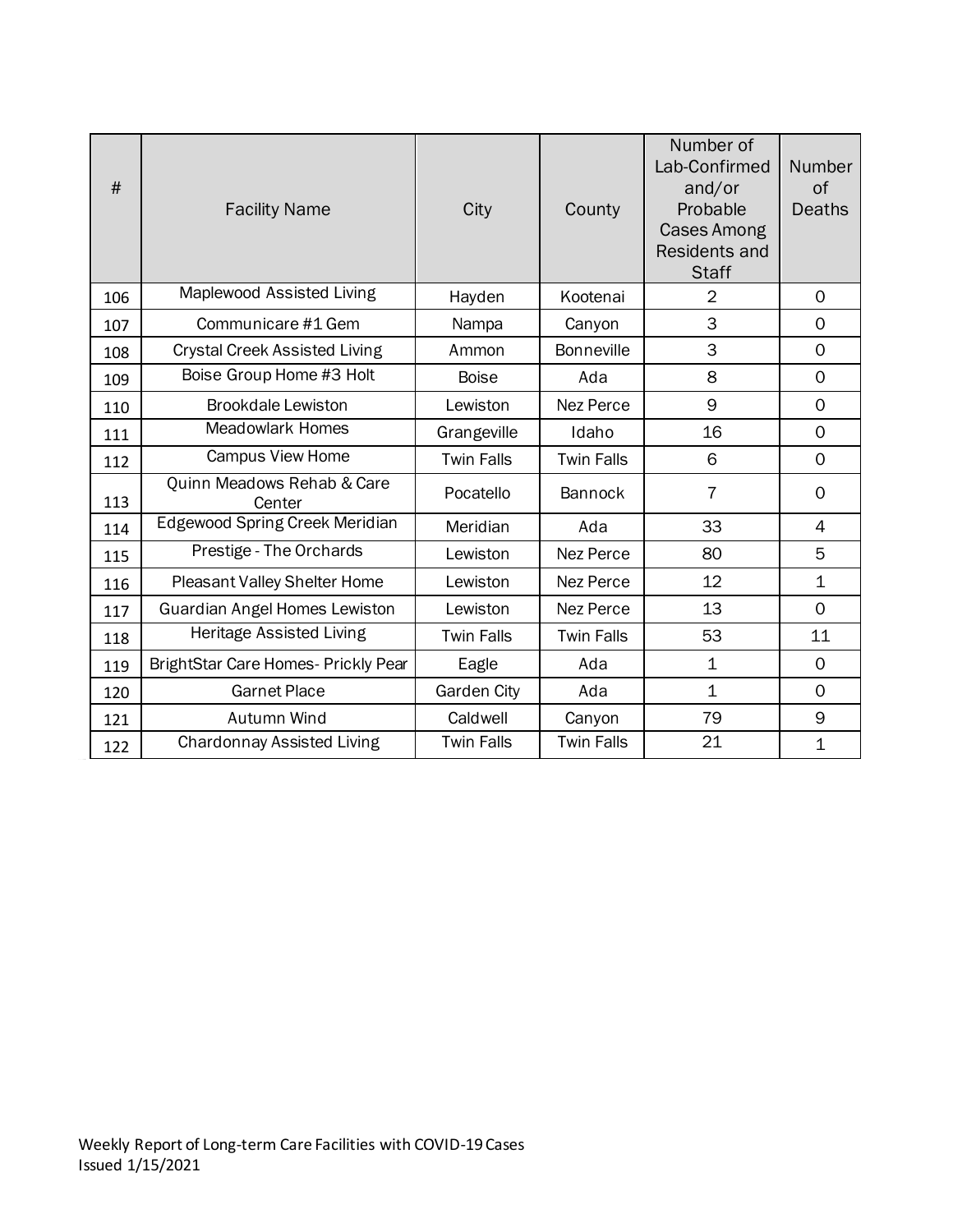| # | Facility Name | City | County | Number of Lab-Confirmed and/or Probable Cases Among Residents and Staff | Number of Deaths |
|---|---|---|---|---|---|
| 106 | Maplewood Assisted Living | Hayden | Kootenai | 2 | 0 |
| 107 | Communicare #1 Gem | Nampa | Canyon | 3 | 0 |
| 108 | Crystal Creek Assisted Living | Ammon | Bonneville | 3 | 0 |
| 109 | Boise Group Home #3 Holt | Boise | Ada | 8 | 0 |
| 110 | Brookdale Lewiston | Lewiston | Nez Perce | 9 | 0 |
| 111 | Meadowlark Homes | Grangeville | Idaho | 16 | 0 |
| 112 | Campus View Home | Twin Falls | Twin Falls | 6 | 0 |
| 113 | Quinn Meadows Rehab & Care Center | Pocatello | Bannock | 7 | 0 |
| 114 | Edgewood Spring Creek Meridian | Meridian | Ada | 33 | 4 |
| 115 | Prestige - The Orchards | Lewiston | Nez Perce | 80 | 5 |
| 116 | Pleasant Valley Shelter Home | Lewiston | Nez Perce | 12 | 1 |
| 117 | Guardian Angel Homes Lewiston | Lewiston | Nez Perce | 13 | 0 |
| 118 | Heritage Assisted Living | Twin Falls | Twin Falls | 53 | 11 |
| 119 | BrightStar Care Homes- Prickly Pear | Eagle | Ada | 1 | 0 |
| 120 | Garnet Place | Garden City | Ada | 1 | 0 |
| 121 | Autumn Wind | Caldwell | Canyon | 79 | 9 |
| 122 | Chardonnay Assisted Living | Twin Falls | Twin Falls | 21 | 1 |